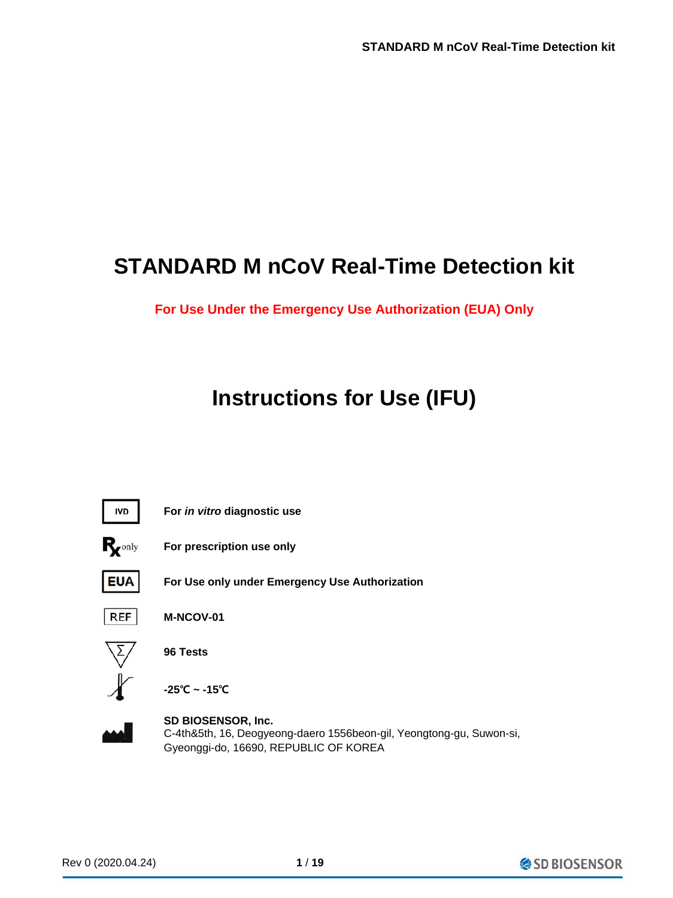# STANDARD M nCoV Real-Time Detection kit

**For Use Under the Emergency Use Authorization (EUA) Only**

# Instructions for Use (IFU)

| Symbol | Description |
|---|---|
| IVD | For *in vitro* diagnostic use |
| Rx only | For prescription use only |
| EUA | For Use only under Emergency Use Authorization |
| REF | M-NCOV-01 |
| Σ | 96 Tests |
| Temperature limit | -25℃ ~ -15℃ |
| Manufacturer | **SD BIOSENSOR, Inc.**<br>C-4th&5th, 16, Deogyeong-daero 1556beon-gil, Yeongtong-gu, Suwon-si, Gyeonggi-do, 16690, REPUBLIC OF KOREA |

Rev 0 (2020.04.24)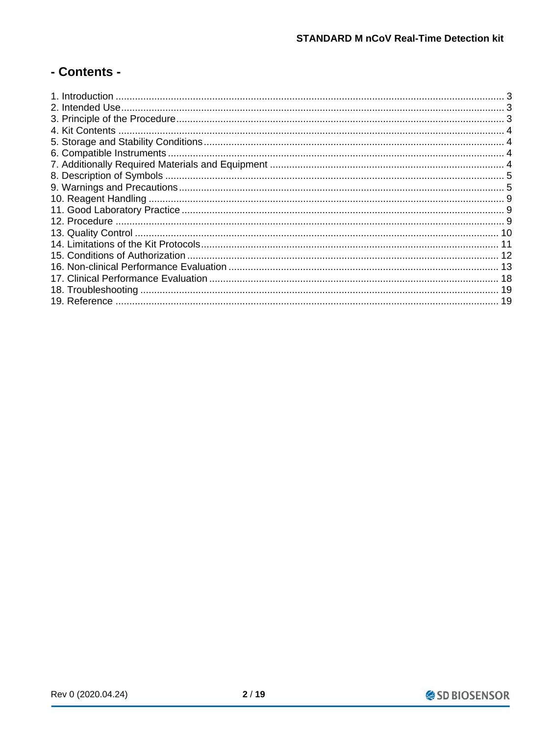# - Contents -

1. Introduction ........................................................................................................ 3
2. Intended Use........................................................................................................ 3
3. Principle of the Procedure..................................................................................... 3
4. Kit Contents ........................................................................................................ 4
5. Storage and Stability Conditions ............................................................................ 4
6. Compatible Instruments ........................................................................................ 4
7. Additionally Required Materials and Equipment ...................................................... 4
8. Description of Symbols ......................................................................................... 5
9. Warnings and Precautions ..................................................................................... 5
10. Reagent Handling ............................................................................................... 9
11. Good Laboratory Practice .................................................................................... 9
12. Procedure ........................................................................................................... 9
13. Quality Control ................................................................................................... 10
14. Limitations of the Kit Protocols ............................................................................. 11
15. Conditions of Authorization .................................................................................. 12
16. Non-clinical Performance Evaluation ..................................................................... 13
17. Clinical Performance Evaluation ........................................................................... 18
18. Troubleshooting .................................................................................................. 19
19. Reference ........................................................................................................... 19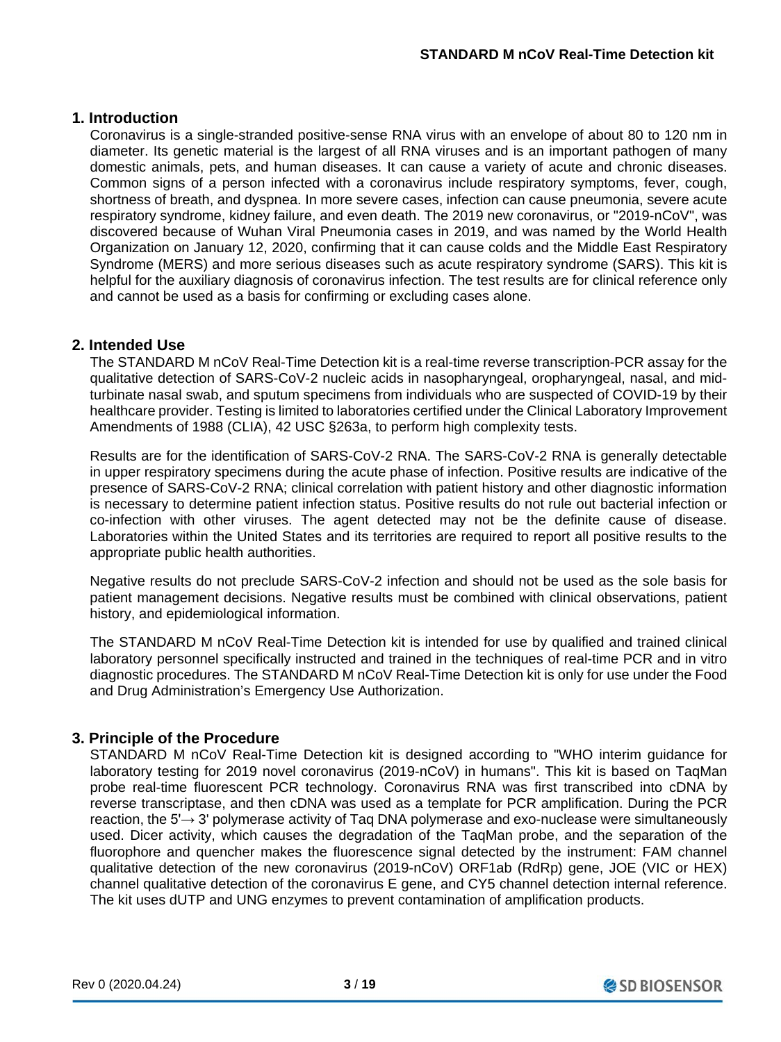## 1. Introduction

Coronavirus is a single-stranded positive-sense RNA virus with an envelope of about 80 to 120 nm in diameter. Its genetic material is the largest of all RNA viruses and is an important pathogen of many domestic animals, pets, and human diseases. It can cause a variety of acute and chronic diseases. Common signs of a person infected with a coronavirus include respiratory symptoms, fever, cough, shortness of breath, and dyspnea. In more severe cases, infection can cause pneumonia, severe acute respiratory syndrome, kidney failure, and even death. The 2019 new coronavirus, or "2019-nCoV", was discovered because of Wuhan Viral Pneumonia cases in 2019, and was named by the World Health Organization on January 12, 2020, confirming that it can cause colds and the Middle East Respiratory Syndrome (MERS) and more serious diseases such as acute respiratory syndrome (SARS). This kit is helpful for the auxiliary diagnosis of coronavirus infection. The test results are for clinical reference only and cannot be used as a basis for confirming or excluding cases alone.

## 2. Intended Use

The STANDARD M nCoV Real-Time Detection kit is a real-time reverse transcription-PCR assay for the qualitative detection of SARS-CoV-2 nucleic acids in nasopharyngeal, oropharyngeal, nasal, and mid-turbinate nasal swab, and sputum specimens from individuals who are suspected of COVID-19 by their healthcare provider. Testing is limited to laboratories certified under the Clinical Laboratory Improvement Amendments of 1988 (CLIA), 42 USC §263a, to perform high complexity tests.

Results are for the identification of SARS-CoV-2 RNA. The SARS-CoV-2 RNA is generally detectable in upper respiratory specimens during the acute phase of infection. Positive results are indicative of the presence of SARS-CoV-2 RNA; clinical correlation with patient history and other diagnostic information is necessary to determine patient infection status. Positive results do not rule out bacterial infection or co-infection with other viruses. The agent detected may not be the definite cause of disease. Laboratories within the United States and its territories are required to report all positive results to the appropriate public health authorities.

Negative results do not preclude SARS-CoV-2 infection and should not be used as the sole basis for patient management decisions. Negative results must be combined with clinical observations, patient history, and epidemiological information.

The STANDARD M nCoV Real-Time Detection kit is intended for use by qualified and trained clinical laboratory personnel specifically instructed and trained in the techniques of real-time PCR and in vitro diagnostic procedures. The STANDARD M nCoV Real-Time Detection kit is only for use under the Food and Drug Administration's Emergency Use Authorization.

## 3. Principle of the Procedure

STANDARD M nCoV Real-Time Detection kit is designed according to "WHO interim guidance for laboratory testing for 2019 novel coronavirus (2019-nCoV) in humans". This kit is based on TaqMan probe real-time fluorescent PCR technology. Coronavirus RNA was first transcribed into cDNA by reverse transcriptase, and then cDNA was used as a template for PCR amplification. During the PCR reaction, the 5'→ 3' polymerase activity of Taq DNA polymerase and exo-nuclease were simultaneously used. Dicer activity, which causes the degradation of the TaqMan probe, and the separation of the fluorophore and quencher makes the fluorescence signal detected by the instrument: FAM channel qualitative detection of the new coronavirus (2019-nCoV) ORF1ab (RdRp) gene, JOE (VIC or HEX) channel qualitative detection of the coronavirus E gene, and CY5 channel detection internal reference. The kit uses dUTP and UNG enzymes to prevent contamination of amplification products.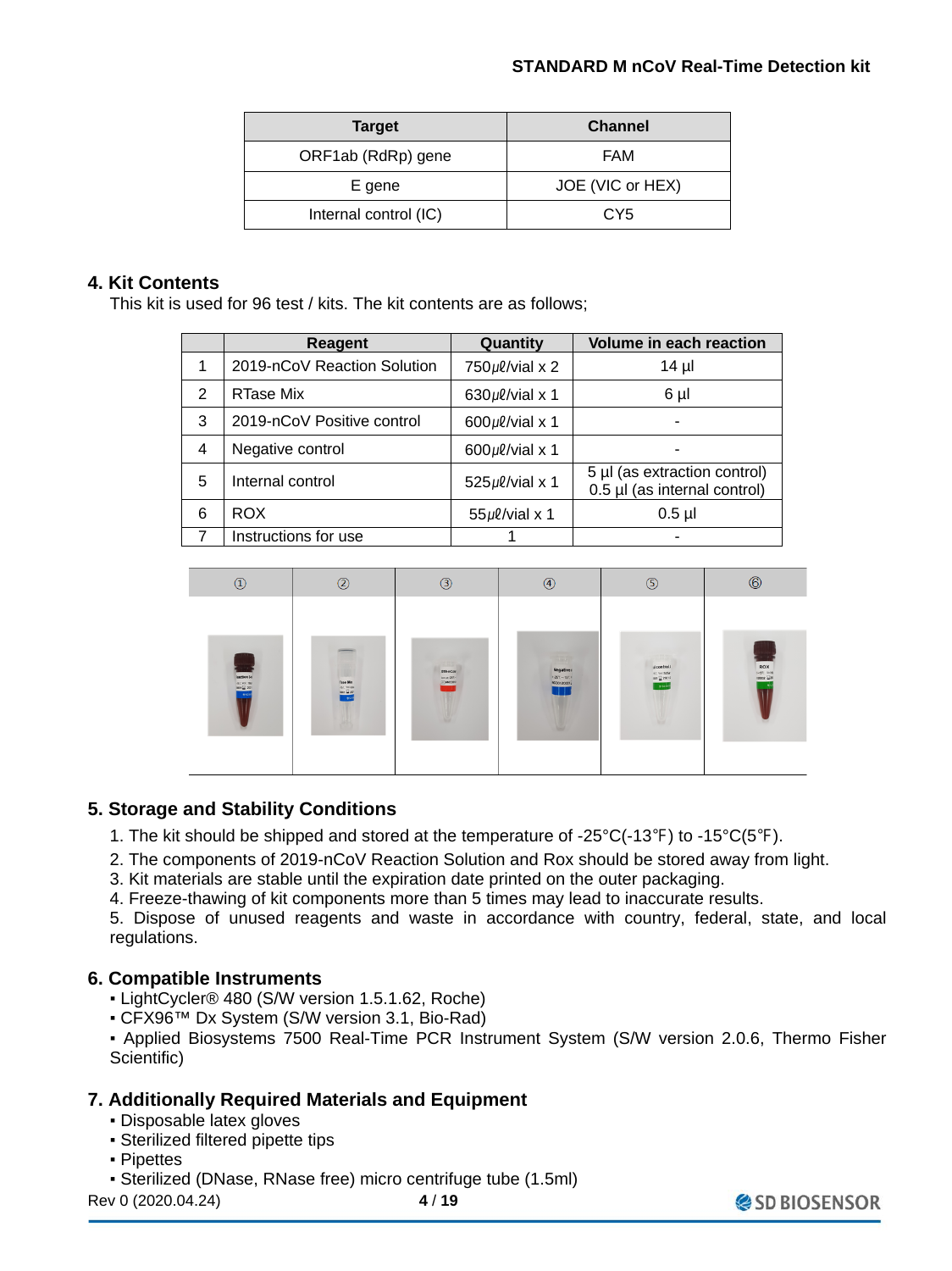| Target | Channel |
| --- | --- |
| ORF1ab (RdRp) gene | FAM |
| E gene | JOE (VIC or HEX) |
| Internal control (IC) | CY5 |

## 4. Kit Contents

This kit is used for 96 test / kits. The kit contents are as follows;

| | Reagent | Quantity | Volume in each reaction |
| --- | --- | --- | --- |
| 1 | 2019-nCoV Reaction Solution | 750㎕/vial x 2 | 14 µl |
| 2 | RTase Mix | 630㎕/vial x 1 | 6 µl |
| 3 | 2019-nCoV Positive control | 600㎕/vial x 1 | - |
| 4 | Negative control | 600㎕/vial x 1 | - |
| 5 | Internal control | 525㎕/vial x 1 | 5 µl (as extraction control)<br>0.5 µl (as internal control) |
| 6 | ROX | 55㎕/vial x 1 | 0.5 µl |
| 7 | Instructions for use | 1 | - |

| ① | ② | ③ | ④ | ⑤ | ⑥ |
| --- | --- | --- | --- | --- | --- |

## 5. Storage and Stability Conditions

1. The kit should be shipped and stored at the temperature of -25°C(-13℉) to -15°C(5℉).
2. The components of 2019-nCoV Reaction Solution and Rox should be stored away from light.
3. Kit materials are stable until the expiration date printed on the outer packaging.
4. Freeze-thawing of kit components more than 5 times may lead to inaccurate results.
5. Dispose of unused reagents and waste in accordance with country, federal, state, and local regulations.

## 6. Compatible Instruments

- LightCycler® 480 (S/W version 1.5.1.62, Roche)
- CFX96™ Dx System (S/W version 3.1, Bio-Rad)
- Applied Biosystems 7500 Real-Time PCR Instrument System (S/W version 2.0.6, Thermo Fisher Scientific)

## 7. Additionally Required Materials and Equipment

- Disposable latex gloves
- Sterilized filtered pipette tips
- Pipettes
- Sterilized (DNase, RNase free) micro centrifuge tube (1.5ml)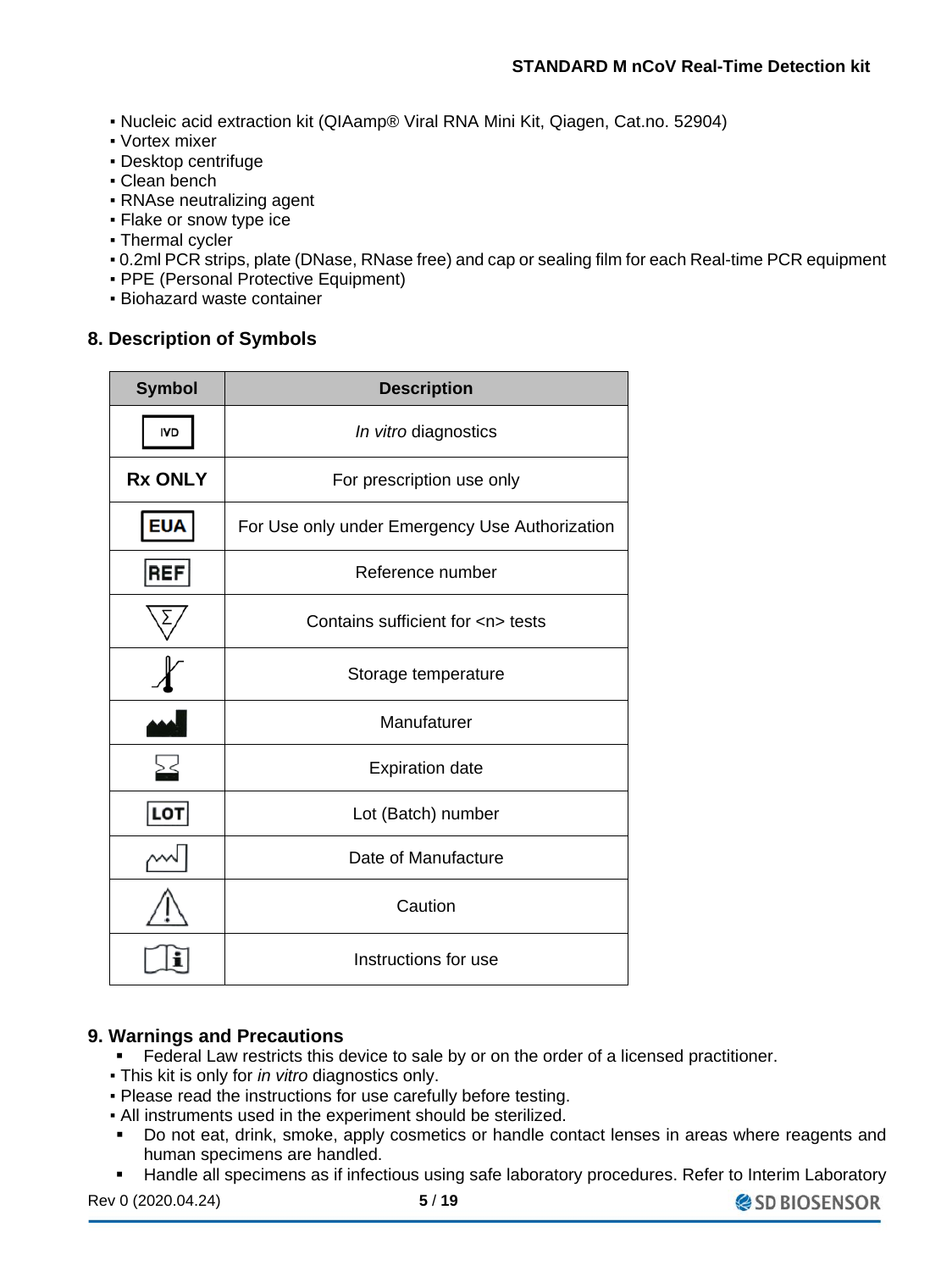- Nucleic acid extraction kit (QIAamp® Viral RNA Mini Kit, Qiagen, Cat.no. 52904)
- Vortex mixer
- Desktop centrifuge
- Clean bench
- RNAse neutralizing agent
- Flake or snow type ice
- Thermal cycler
- 0.2ml PCR strips, plate (DNase, RNase free) and cap or sealing film for each Real-time PCR equipment
- PPE (Personal Protective Equipment)
- Biohazard waste container

## 8. Description of Symbols

| Symbol | Description |
|---|---|
| IVD | *In vitro* diagnostics |
| **Rx ONLY** | For prescription use only |
| EUA | For Use only under Emergency Use Authorization |
| REF | Reference number |
| Σ | Contains sufficient for <n> tests |
| (thermometer) | Storage temperature |
| (factory) | Manufacturer |
| (hourglass) | Expiration date |
| LOT | Lot (Batch) number |
| (factory outline) | Date of Manufacture |
| ⚠ | Caution |
| (book with i) | Instructions for use |

## 9. Warnings and Precautions

- Federal Law restricts this device to sale by or on the order of a licensed practitioner.
- This kit is only for *in vitro* diagnostics only.
- Please read the instructions for use carefully before testing.
- All instruments used in the experiment should be sterilized.
- Do not eat, drink, smoke, apply cosmetics or handle contact lenses in areas where reagents and human specimens are handled.
- Handle all specimens as if infectious using safe laboratory procedures. Refer to Interim Laboratory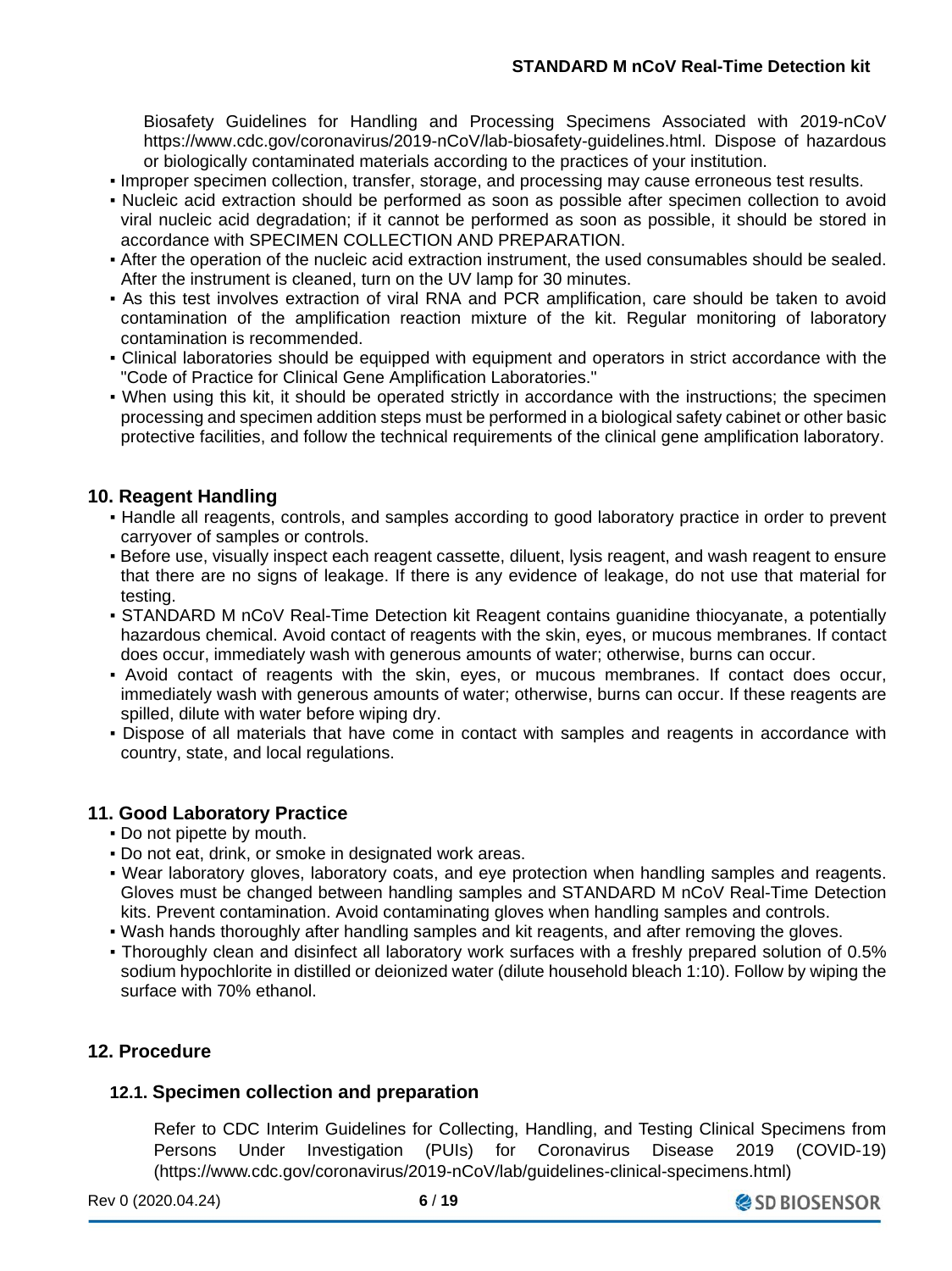Biosafety Guidelines for Handling and Processing Specimens Associated with 2019-nCoV https://www.cdc.gov/coronavirus/2019-nCoV/lab-biosafety-guidelines.html. Dispose of hazardous or biologically contaminated materials according to the practices of your institution.

- Improper specimen collection, transfer, storage, and processing may cause erroneous test results.
- Nucleic acid extraction should be performed as soon as possible after specimen collection to avoid viral nucleic acid degradation; if it cannot be performed as soon as possible, it should be stored in accordance with SPECIMEN COLLECTION AND PREPARATION.
- After the operation of the nucleic acid extraction instrument, the used consumables should be sealed. After the instrument is cleaned, turn on the UV lamp for 30 minutes.
- As this test involves extraction of viral RNA and PCR amplification, care should be taken to avoid contamination of the amplification reaction mixture of the kit. Regular monitoring of laboratory contamination is recommended.
- Clinical laboratories should be equipped with equipment and operators in strict accordance with the "Code of Practice for Clinical Gene Amplification Laboratories."
- When using this kit, it should be operated strictly in accordance with the instructions; the specimen processing and specimen addition steps must be performed in a biological safety cabinet or other basic protective facilities, and follow the technical requirements of the clinical gene amplification laboratory.

## 10. Reagent Handling

- Handle all reagents, controls, and samples according to good laboratory practice in order to prevent carryover of samples or controls.
- Before use, visually inspect each reagent cassette, diluent, lysis reagent, and wash reagent to ensure that there are no signs of leakage. If there is any evidence of leakage, do not use that material for testing.
- STANDARD M nCoV Real-Time Detection kit Reagent contains guanidine thiocyanate, a potentially hazardous chemical. Avoid contact of reagents with the skin, eyes, or mucous membranes. If contact does occur, immediately wash with generous amounts of water; otherwise, burns can occur.
- Avoid contact of reagents with the skin, eyes, or mucous membranes. If contact does occur, immediately wash with generous amounts of water; otherwise, burns can occur. If these reagents are spilled, dilute with water before wiping dry.
- Dispose of all materials that have come in contact with samples and reagents in accordance with country, state, and local regulations.

## 11. Good Laboratory Practice

- Do not pipette by mouth.
- Do not eat, drink, or smoke in designated work areas.
- Wear laboratory gloves, laboratory coats, and eye protection when handling samples and reagents. Gloves must be changed between handling samples and STANDARD M nCoV Real-Time Detection kits. Prevent contamination. Avoid contaminating gloves when handling samples and controls.
- Wash hands thoroughly after handling samples and kit reagents, and after removing the gloves.
- Thoroughly clean and disinfect all laboratory work surfaces with a freshly prepared solution of 0.5% sodium hypochlorite in distilled or deionized water (dilute household bleach 1:10). Follow by wiping the surface with 70% ethanol.

## 12. Procedure

### 12.1. Specimen collection and preparation

Refer to CDC Interim Guidelines for Collecting, Handling, and Testing Clinical Specimens from Persons Under Investigation (PUIs) for Coronavirus Disease 2019 (COVID-19) (https://www.cdc.gov/coronavirus/2019-nCoV/lab/guidelines-clinical-specimens.html)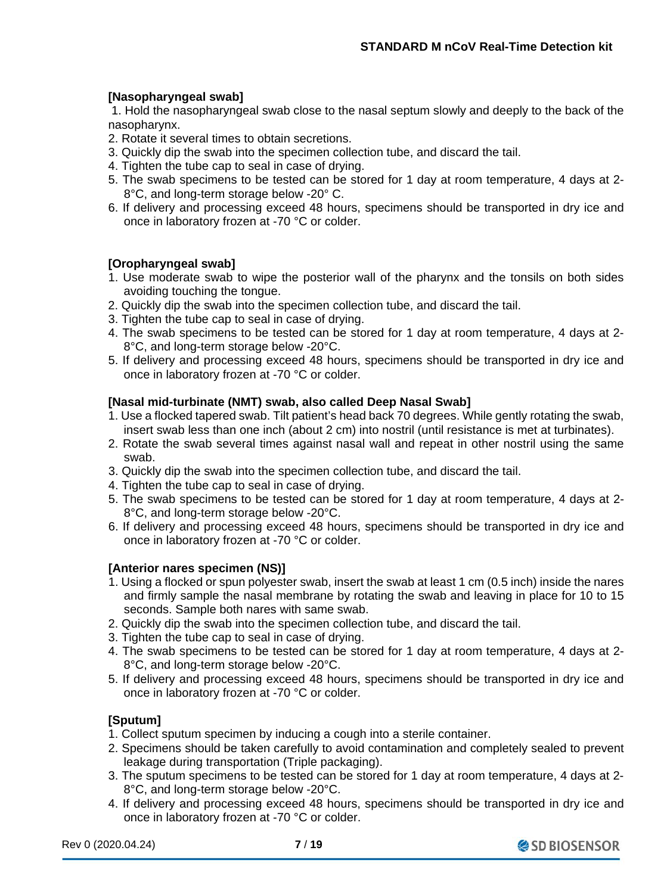**[Nasopharyngeal swab]**

1. Hold the nasopharyngeal swab close to the nasal septum slowly and deeply to the back of the nasopharynx.
2. Rotate it several times to obtain secretions.
3. Quickly dip the swab into the specimen collection tube, and discard the tail.
4. Tighten the tube cap to seal in case of drying.
5. The swab specimens to be tested can be stored for 1 day at room temperature, 4 days at 2-8°C, and long-term storage below -20° C.
6. If delivery and processing exceed 48 hours, specimens should be transported in dry ice and once in laboratory frozen at -70 °C or colder.

**[Oropharyngeal swab]**

1. Use moderate swab to wipe the posterior wall of the pharynx and the tonsils on both sides avoiding touching the tongue.
2. Quickly dip the swab into the specimen collection tube, and discard the tail.
3. Tighten the tube cap to seal in case of drying.
4. The swab specimens to be tested can be stored for 1 day at room temperature, 4 days at 2-8°C, and long-term storage below -20°C.
5. If delivery and processing exceed 48 hours, specimens should be transported in dry ice and once in laboratory frozen at -70 °C or colder.

**[Nasal mid-turbinate (NMT) swab, also called Deep Nasal Swab]**

1. Use a flocked tapered swab. Tilt patient's head back 70 degrees. While gently rotating the swab, insert swab less than one inch (about 2 cm) into nostril (until resistance is met at turbinates).
2. Rotate the swab several times against nasal wall and repeat in other nostril using the same swab.
3. Quickly dip the swab into the specimen collection tube, and discard the tail.
4. Tighten the tube cap to seal in case of drying.
5. The swab specimens to be tested can be stored for 1 day at room temperature, 4 days at 2-8°C, and long-term storage below -20°C.
6. If delivery and processing exceed 48 hours, specimens should be transported in dry ice and once in laboratory frozen at -70 °C or colder.

**[Anterior nares specimen (NS)]**

1. Using a flocked or spun polyester swab, insert the swab at least 1 cm (0.5 inch) inside the nares and firmly sample the nasal membrane by rotating the swab and leaving in place for 10 to 15 seconds. Sample both nares with same swab.
2. Quickly dip the swab into the specimen collection tube, and discard the tail.
3. Tighten the tube cap to seal in case of drying.
4. The swab specimens to be tested can be stored for 1 day at room temperature, 4 days at 2-8°C, and long-term storage below -20°C.
5. If delivery and processing exceed 48 hours, specimens should be transported in dry ice and once in laboratory frozen at -70 °C or colder.

**[Sputum]**

1. Collect sputum specimen by inducing a cough into a sterile container.
2. Specimens should be taken carefully to avoid contamination and completely sealed to prevent leakage during transportation (Triple packaging).
3. The sputum specimens to be tested can be stored for 1 day at room temperature, 4 days at 2-8°C, and long-term storage below -20°C.
4. If delivery and processing exceed 48 hours, specimens should be transported in dry ice and once in laboratory frozen at -70 °C or colder.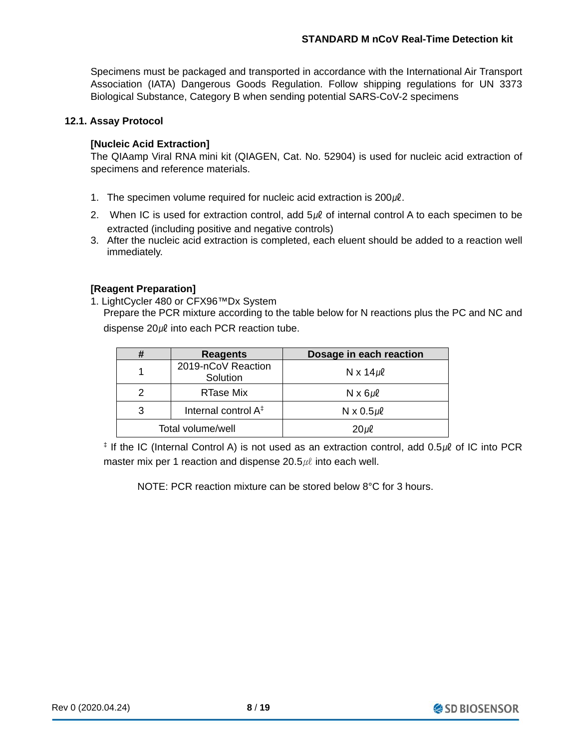Specimens must be packaged and transported in accordance with the International Air Transport Association (IATA) Dangerous Goods Regulation. Follow shipping regulations for UN 3373 Biological Substance, Category B when sending potential SARS-CoV-2 specimens

## 12.1. Assay Protocol

**[Nucleic Acid Extraction]**

The QIAamp Viral RNA mini kit (QIAGEN, Cat. No. 52904) is used for nucleic acid extraction of specimens and reference materials.

1. The specimen volume required for nucleic acid extraction is 200㎕.
2. When IC is used for extraction control, add 5㎕ of internal control A to each specimen to be extracted (including positive and negative controls)
3. After the nucleic acid extraction is completed, each eluent should be added to a reaction well immediately.

**[Reagent Preparation]**

1. LightCycler 480 or CFX96™Dx System

   Prepare the PCR mixture according to the table below for N reactions plus the PC and NC and dispense 20㎕ into each PCR reaction tube.

| # | Reagents | Dosage in each reaction |
|---|---|---|
| 1 | 2019-nCoV Reaction Solution | N x 14㎕ |
| 2 | RTase Mix | N x 6㎕ |
| 3 | Internal control A‡ | N x 0.5㎕ |
| Total volume/well | | 20㎕ |

‡ If the IC (Internal Control A) is not used as an extraction control, add 0.5㎕ of IC into PCR master mix per 1 reaction and dispense 20.5㎕ into each well.

NOTE: PCR reaction mixture can be stored below 8°C for 3 hours.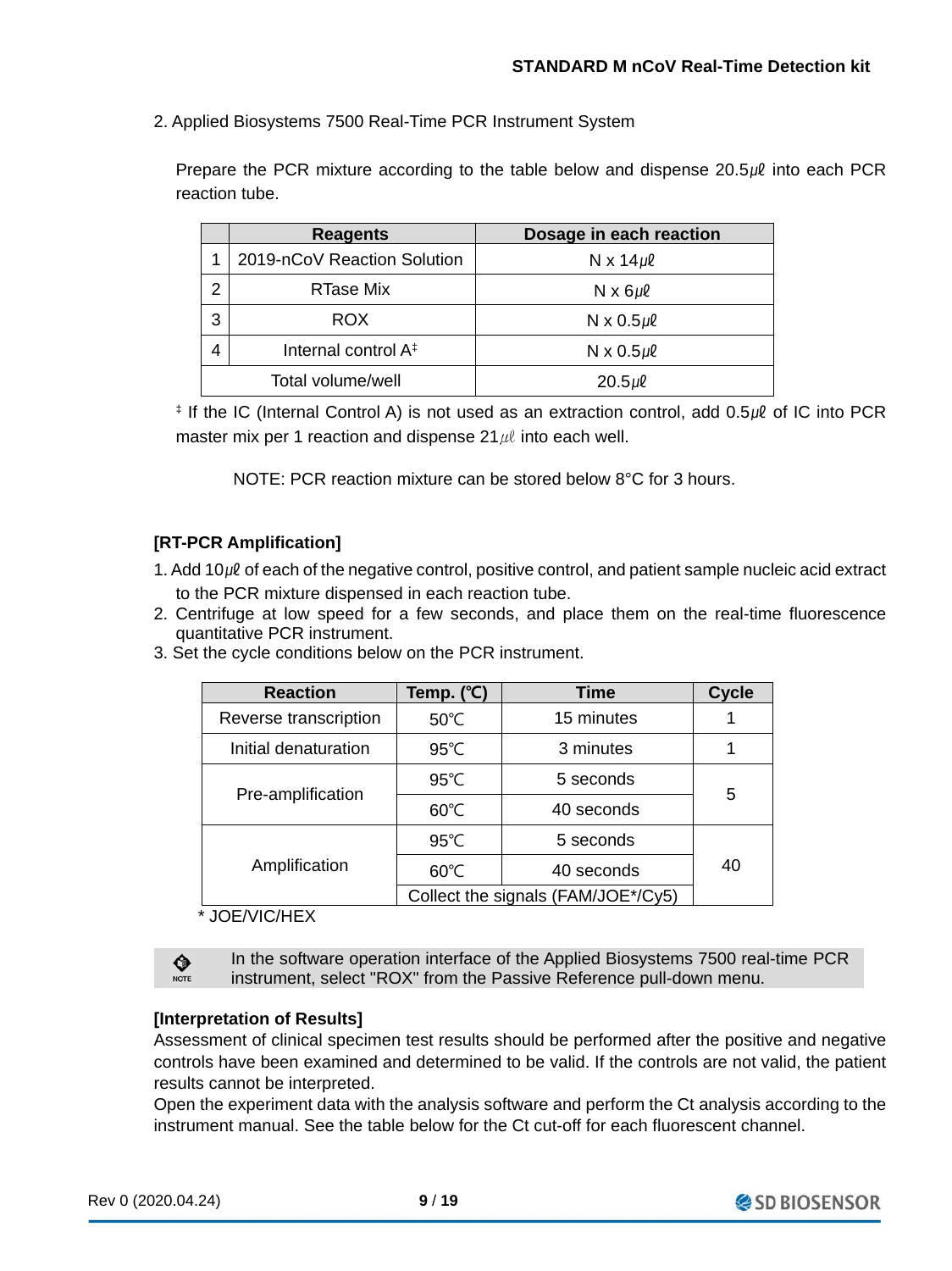2. Applied Biosystems 7500 Real-Time PCR Instrument System

Prepare the PCR mixture according to the table below and dispense 20.5㎕ into each PCR reaction tube.

| | Reagents | Dosage in each reaction |
|---|---|---|
| 1 | 2019-nCoV Reaction Solution | N x 14㎕ |
| 2 | RTase Mix | N x 6㎕ |
| 3 | ROX | N x 0.5㎕ |
| 4 | Internal control A‡ | N x 0.5㎕ |
| Total volume/well | | 20.5㎕ |

‡ If the IC (Internal Control A) is not used as an extraction control, add 0.5㎕ of IC into PCR master mix per 1 reaction and dispense 21㎕ into each well.

NOTE: PCR reaction mixture can be stored below 8°C for 3 hours.

**[RT-PCR Amplification]**

1. Add 10㎕ of each of the negative control, positive control, and patient sample nucleic acid extract to the PCR mixture dispensed in each reaction tube.
2. Centrifuge at low speed for a few seconds, and place them on the real-time fluorescence quantitative PCR instrument.
3. Set the cycle conditions below on the PCR instrument.

| Reaction | Temp. (℃) | Time | Cycle |
|---|---|---|---|
| Reverse transcription | 50℃ | 15 minutes | 1 |
| Initial denaturation | 95℃ | 3 minutes | 1 |
| Pre-amplification | 95℃ | 5 seconds | 5 |
| | 60℃ | 40 seconds | |
| Amplification | 95℃ | 5 seconds | 40 |
| | 60℃ | 40 seconds | |
| | Collect the signals (FAM/JOE*/Cy5) | | |

\* JOE/VIC/HEX

NOTE: In the software operation interface of the Applied Biosystems 7500 real-time PCR instrument, select "ROX" from the Passive Reference pull-down menu.

**[Interpretation of Results]**

Assessment of clinical specimen test results should be performed after the positive and negative controls have been examined and determined to be valid. If the controls are not valid, the patient results cannot be interpreted.

Open the experiment data with the analysis software and perform the Ct analysis according to the instrument manual. See the table below for the Ct cut-off for each fluorescent channel.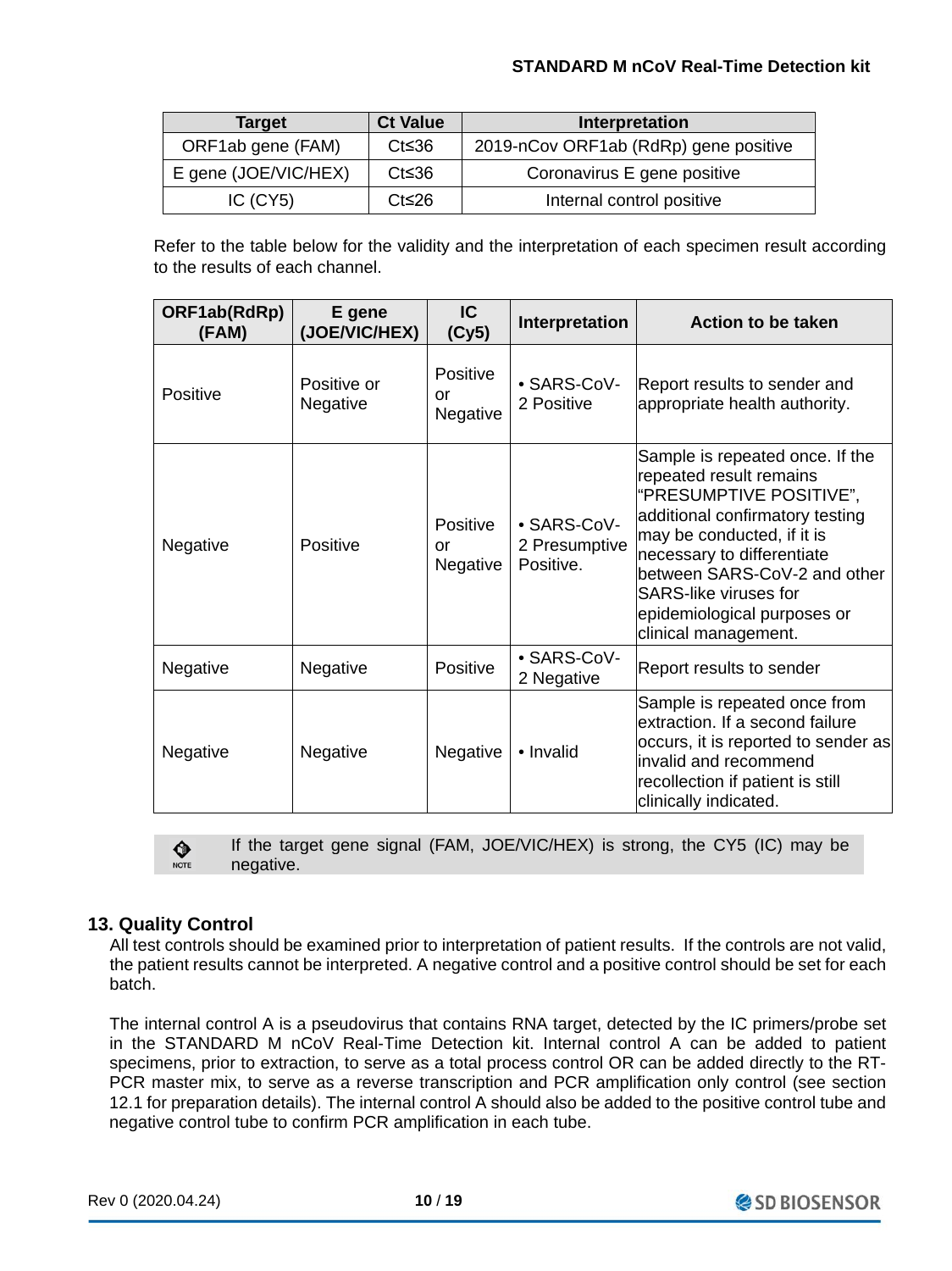| Target | Ct Value | Interpretation |
|---|---|---|
| ORF1ab gene (FAM) | Ct≤36 | 2019-nCov ORF1ab (RdRp) gene positive |
| E gene (JOE/VIC/HEX) | Ct≤36 | Coronavirus E gene positive |
| IC (CY5) | Ct≤26 | Internal control positive |

Refer to the table below for the validity and the interpretation of each specimen result according to the results of each channel.

| ORF1ab(RdRp) (FAM) | E gene (JOE/VIC/HEX) | IC (Cy5) | Interpretation | Action to be taken |
|---|---|---|---|---|
| Positive | Positive or Negative | Positive or Negative | • SARS-CoV-2 Positive | Report results to sender and appropriate health authority. |
| Negative | Positive | Positive or Negative | • SARS-CoV-2 Presumptive Positive. | Sample is repeated once. If the repeated result remains "PRESUMPTIVE POSITIVE", additional confirmatory testing may be conducted, if it is necessary to differentiate between SARS-CoV-2 and other SARS-like viruses for epidemiological purposes or clinical management. |
| Negative | Negative | Positive | • SARS-CoV-2 Negative | Report results to sender |
| Negative | Negative | Negative | • Invalid | Sample is repeated once from extraction. If a second failure occurs, it is reported to sender as invalid and recommend recollection if patient is still clinically indicated. |

NOTE: If the target gene signal (FAM, JOE/VIC/HEX) is strong, the CY5 (IC) may be negative.

## 13. Quality Control

All test controls should be examined prior to interpretation of patient results. If the controls are not valid, the patient results cannot be interpreted. A negative control and a positive control should be set for each batch.

The internal control A is a pseudovirus that contains RNA target, detected by the IC primers/probe set in the STANDARD M nCoV Real-Time Detection kit. Internal control A can be added to patient specimens, prior to extraction, to serve as a total process control OR can be added directly to the RT-PCR master mix, to serve as a reverse transcription and PCR amplification only control (see section 12.1 for preparation details). The internal control A should also be added to the positive control tube and negative control tube to confirm PCR amplification in each tube.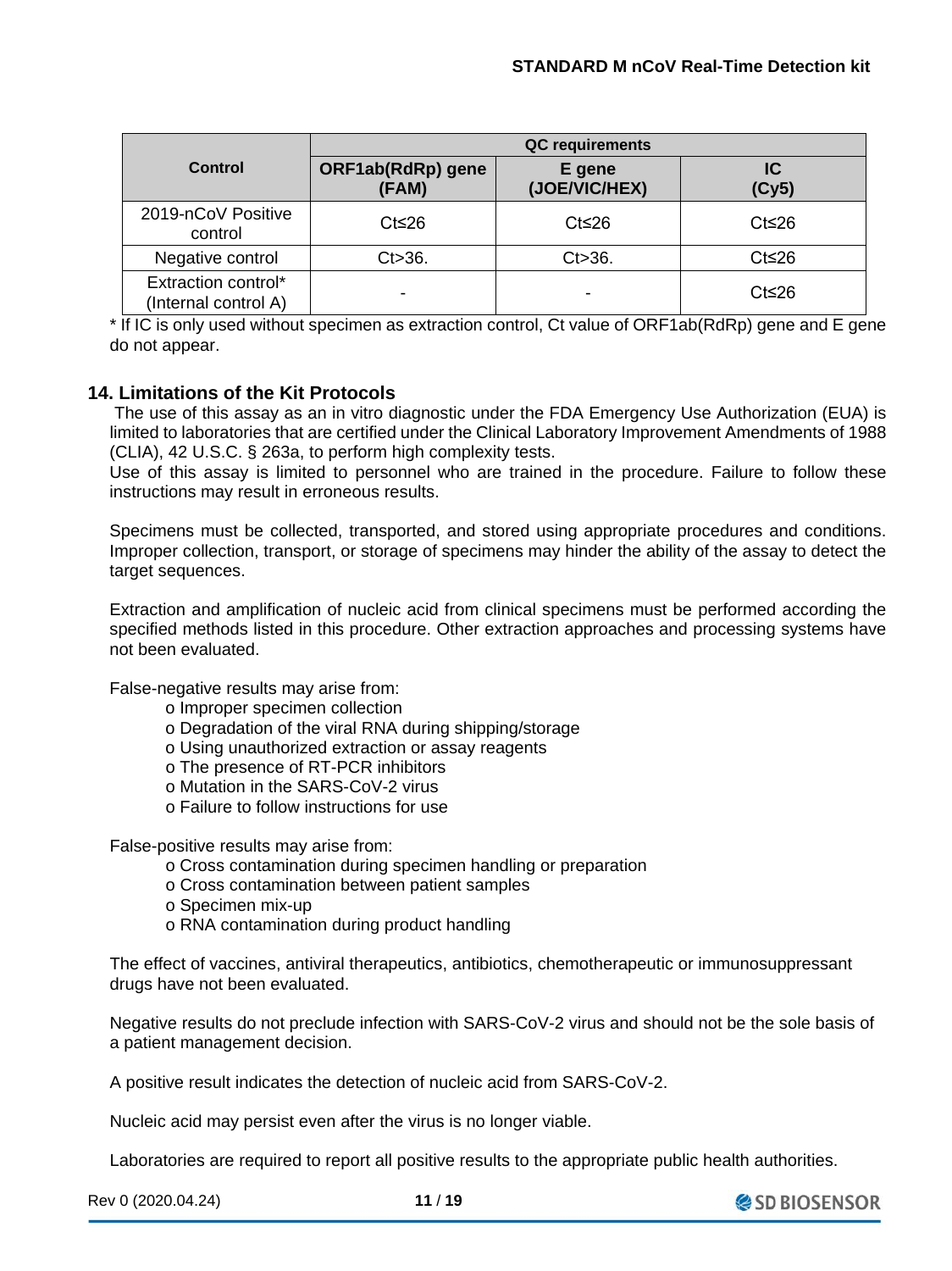| Control | QC requirements | | |
|---|---|---|---|
| | ORF1ab(RdRp) gene (FAM) | E gene (JOE/VIC/HEX) | IC (Cy5) |
| 2019-nCoV Positive control | Ct≤26 | Ct≤26 | Ct≤26 |
| Negative control | Ct>36. | Ct>36. | Ct≤26 |
| Extraction control* (Internal control A) | - | - | Ct≤26 |

* If IC is only used without specimen as extraction control, Ct value of ORF1ab(RdRp) gene and E gene do not appear.

## 14. Limitations of the Kit Protocols

The use of this assay as an in vitro diagnostic under the FDA Emergency Use Authorization (EUA) is limited to laboratories that are certified under the Clinical Laboratory Improvement Amendments of 1988 (CLIA), 42 U.S.C. § 263a, to perform high complexity tests.

Use of this assay is limited to personnel who are trained in the procedure. Failure to follow these instructions may result in erroneous results.

Specimens must be collected, transported, and stored using appropriate procedures and conditions. Improper collection, transport, or storage of specimens may hinder the ability of the assay to detect the target sequences.

Extraction and amplification of nucleic acid from clinical specimens must be performed according the specified methods listed in this procedure. Other extraction approaches and processing systems have not been evaluated.

False-negative results may arise from:

- o Improper specimen collection
- o Degradation of the viral RNA during shipping/storage
- o Using unauthorized extraction or assay reagents
- o The presence of RT-PCR inhibitors
- o Mutation in the SARS-CoV-2 virus
- o Failure to follow instructions for use

False-positive results may arise from:

- o Cross contamination during specimen handling or preparation
- o Cross contamination between patient samples
- o Specimen mix-up
- o RNA contamination during product handling

The effect of vaccines, antiviral therapeutics, antibiotics, chemotherapeutic or immunosuppressant drugs have not been evaluated.

Negative results do not preclude infection with SARS-CoV-2 virus and should not be the sole basis of a patient management decision.

A positive result indicates the detection of nucleic acid from SARS-CoV-2.

Nucleic acid may persist even after the virus is no longer viable.

Laboratories are required to report all positive results to the appropriate public health authorities.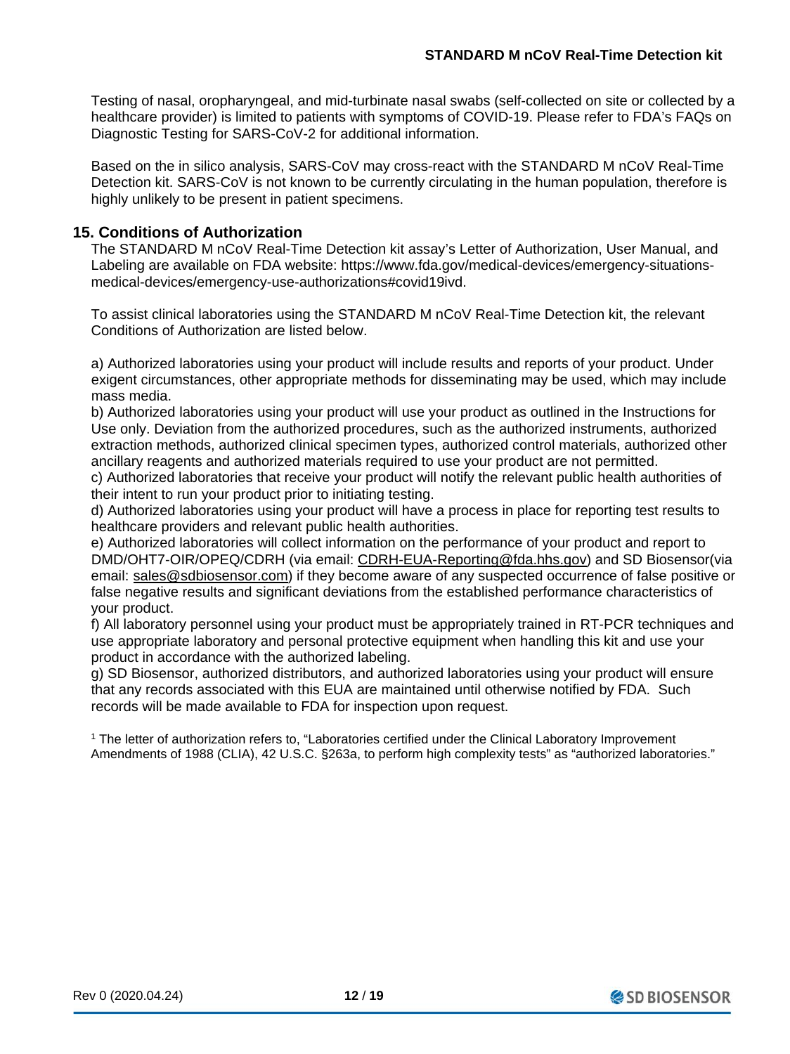Testing of nasal, oropharyngeal, and mid-turbinate nasal swabs (self-collected on site or collected by a healthcare provider) is limited to patients with symptoms of COVID-19. Please refer to FDA's FAQs on Diagnostic Testing for SARS-CoV-2 for additional information.

Based on the in silico analysis, SARS-CoV may cross-react with the STANDARD M nCoV Real-Time Detection kit. SARS-CoV is not known to be currently circulating in the human population, therefore is highly unlikely to be present in patient specimens.

## 15. Conditions of Authorization

The STANDARD M nCoV Real-Time Detection kit assay's Letter of Authorization, User Manual, and Labeling are available on FDA website: https://www.fda.gov/medical-devices/emergency-situations-medical-devices/emergency-use-authorizations#covid19ivd.

To assist clinical laboratories using the STANDARD M nCoV Real-Time Detection kit, the relevant Conditions of Authorization are listed below.

a) Authorized laboratories using your product will include results and reports of your product. Under exigent circumstances, other appropriate methods for disseminating may be used, which may include mass media.
b) Authorized laboratories using your product will use your product as outlined in the Instructions for Use only. Deviation from the authorized procedures, such as the authorized instruments, authorized extraction methods, authorized clinical specimen types, authorized control materials, authorized other ancillary reagents and authorized materials required to use your product are not permitted.
c) Authorized laboratories that receive your product will notify the relevant public health authorities of their intent to run your product prior to initiating testing.
d) Authorized laboratories using your product will have a process in place for reporting test results to healthcare providers and relevant public health authorities.
e) Authorized laboratories will collect information on the performance of your product and report to DMD/OHT7-OIR/OPEQ/CDRH (via email: CDRH-EUA-Reporting@fda.hhs.gov) and SD Biosensor(via email: sales@sdbiosensor.com) if they become aware of any suspected occurrence of false positive or false negative results and significant deviations from the established performance characteristics of your product.
f) All laboratory personnel using your product must be appropriately trained in RT-PCR techniques and use appropriate laboratory and personal protective equipment when handling this kit and use your product in accordance with the authorized labeling.
g) SD Biosensor, authorized distributors, and authorized laboratories using your product will ensure that any records associated with this EUA are maintained until otherwise notified by FDA. Such records will be made available to FDA for inspection upon request.

[1] The letter of authorization refers to, "Laboratories certified under the Clinical Laboratory Improvement Amendments of 1988 (CLIA), 42 U.S.C. §263a, to perform high complexity tests" as "authorized laboratories."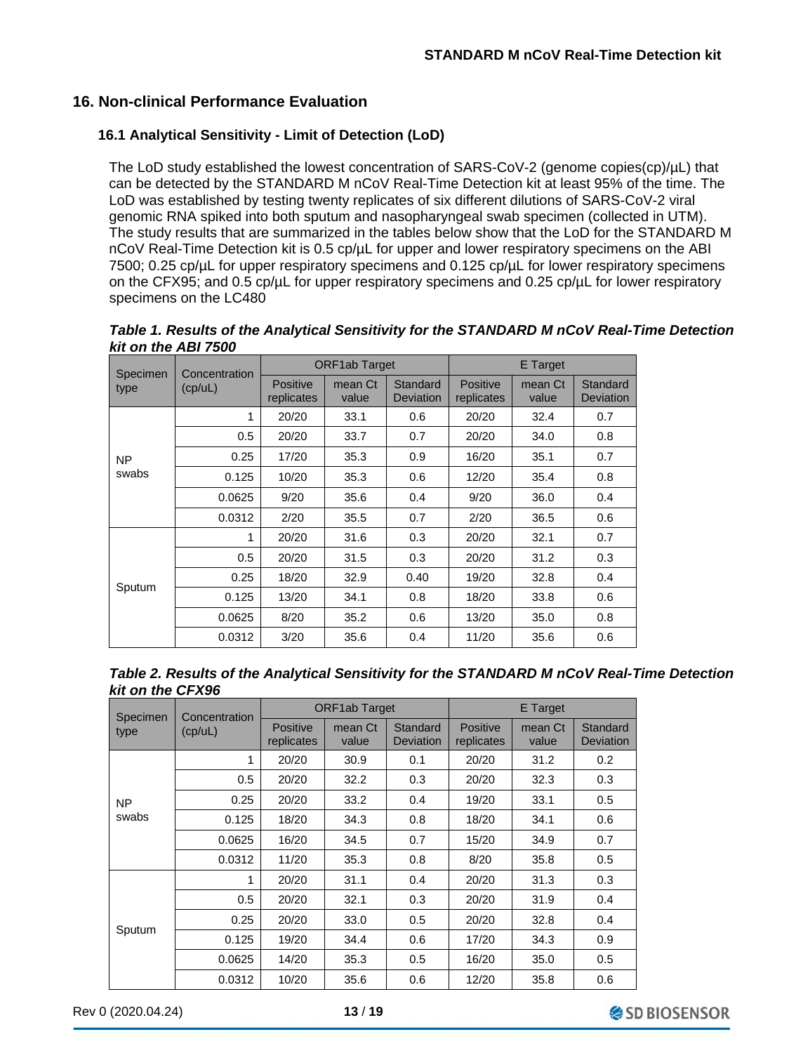## 16. Non-clinical Performance Evaluation

### 16.1 Analytical Sensitivity - Limit of Detection (LoD)

The LoD study established the lowest concentration of SARS-CoV-2 (genome copies(cp)/μL) that can be detected by the STANDARD M nCoV Real-Time Detection kit at least 95% of the time. The LoD was established by testing twenty replicates of six different dilutions of SARS-CoV-2 viral genomic RNA spiked into both sputum and nasopharyngeal swab specimen (collected in UTM). The study results that are summarized in the tables below show that the LoD for the STANDARD M nCoV Real-Time Detection kit is 0.5 cp/μL for upper and lower respiratory specimens on the ABI 7500; 0.25 cp/μL for upper respiratory specimens and 0.125 cp/μL for lower respiratory specimens on the CFX95; and 0.5 cp/μL for upper respiratory specimens and 0.25 cp/μL for lower respiratory specimens on the LC480

***Table 1. Results of the Analytical Sensitivity for the STANDARD M nCoV Real-Time Detection kit on the ABI 7500***

| Specimen type | Concentration (cp/uL) | ORF1ab Target | | | E Target | | |
|---|---|---|---|---|---|---|---|
| | | Positive replicates | mean Ct value | Standard Deviation | Positive replicates | mean Ct value | Standard Deviation |
| NP swabs | 1 | 20/20 | 33.1 | 0.6 | 20/20 | 32.4 | 0.7 |
| | 0.5 | 20/20 | 33.7 | 0.7 | 20/20 | 34.0 | 0.8 |
| | 0.25 | 17/20 | 35.3 | 0.9 | 16/20 | 35.1 | 0.7 |
| | 0.125 | 10/20 | 35.3 | 0.6 | 12/20 | 35.4 | 0.8 |
| | 0.0625 | 9/20 | 35.6 | 0.4 | 9/20 | 36.0 | 0.4 |
| | 0.0312 | 2/20 | 35.5 | 0.7 | 2/20 | 36.5 | 0.6 |
| Sputum | 1 | 20/20 | 31.6 | 0.3 | 20/20 | 32.1 | 0.7 |
| | 0.5 | 20/20 | 31.5 | 0.3 | 20/20 | 31.2 | 0.3 |
| | 0.25 | 18/20 | 32.9 | 0.40 | 19/20 | 32.8 | 0.4 |
| | 0.125 | 13/20 | 34.1 | 0.8 | 18/20 | 33.8 | 0.6 |
| | 0.0625 | 8/20 | 35.2 | 0.6 | 13/20 | 35.0 | 0.8 |
| | 0.0312 | 3/20 | 35.6 | 0.4 | 11/20 | 35.6 | 0.6 |

***Table 2. Results of the Analytical Sensitivity for the STANDARD M nCoV Real-Time Detection kit on the CFX96***

| Specimen type | Concentration (cp/uL) | ORF1ab Target | | | E Target | | |
|---|---|---|---|---|---|---|---|
| | | Positive replicates | mean Ct value | Standard Deviation | Positive replicates | mean Ct value | Standard Deviation |
| NP swabs | 1 | 20/20 | 30.9 | 0.1 | 20/20 | 31.2 | 0.2 |
| | 0.5 | 20/20 | 32.2 | 0.3 | 20/20 | 32.3 | 0.3 |
| | 0.25 | 20/20 | 33.2 | 0.4 | 19/20 | 33.1 | 0.5 |
| | 0.125 | 18/20 | 34.3 | 0.8 | 18/20 | 34.1 | 0.6 |
| | 0.0625 | 16/20 | 34.5 | 0.7 | 15/20 | 34.9 | 0.7 |
| | 0.0312 | 11/20 | 35.3 | 0.8 | 8/20 | 35.8 | 0.5 |
| Sputum | 1 | 20/20 | 31.1 | 0.4 | 20/20 | 31.3 | 0.3 |
| | 0.5 | 20/20 | 32.1 | 0.3 | 20/20 | 31.9 | 0.4 |
| | 0.25 | 20/20 | 33.0 | 0.5 | 20/20 | 32.8 | 0.4 |
| | 0.125 | 19/20 | 34.4 | 0.6 | 17/20 | 34.3 | 0.9 |
| | 0.0625 | 14/20 | 35.3 | 0.5 | 16/20 | 35.0 | 0.5 |
| | 0.0312 | 10/20 | 35.6 | 0.6 | 12/20 | 35.8 | 0.6 |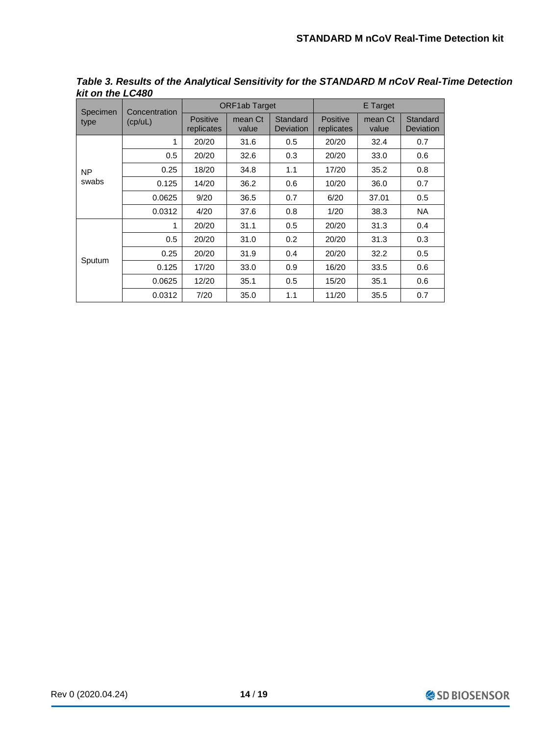***Table 3. Results of the Analytical Sensitivity for the STANDARD M nCoV Real-Time Detection kit on the LC480***

| Specimen type | Concentration (cp/uL) | ORF1ab Target | | | E Target | | |
|---|---|---|---|---|---|---|---|
| | | Positive replicates | mean Ct value | Standard Deviation | Positive replicates | mean Ct value | Standard Deviation |
| NP swabs | 1 | 20/20 | 31.6 | 0.5 | 20/20 | 32.4 | 0.7 |
| | 0.5 | 20/20 | 32.6 | 0.3 | 20/20 | 33.0 | 0.6 |
| | 0.25 | 18/20 | 34.8 | 1.1 | 17/20 | 35.2 | 0.8 |
| | 0.125 | 14/20 | 36.2 | 0.6 | 10/20 | 36.0 | 0.7 |
| | 0.0625 | 9/20 | 36.5 | 0.7 | 6/20 | 37.01 | 0.5 |
| | 0.0312 | 4/20 | 37.6 | 0.8 | 1/20 | 38.3 | NA |
| Sputum | 1 | 20/20 | 31.1 | 0.5 | 20/20 | 31.3 | 0.4 |
| | 0.5 | 20/20 | 31.0 | 0.2 | 20/20 | 31.3 | 0.3 |
| | 0.25 | 20/20 | 31.9 | 0.4 | 20/20 | 32.2 | 0.5 |
| | 0.125 | 17/20 | 33.0 | 0.9 | 16/20 | 33.5 | 0.6 |
| | 0.0625 | 12/20 | 35.1 | 0.5 | 15/20 | 35.1 | 0.6 |
| | 0.0312 | 7/20 | 35.0 | 1.1 | 11/20 | 35.5 | 0.7 |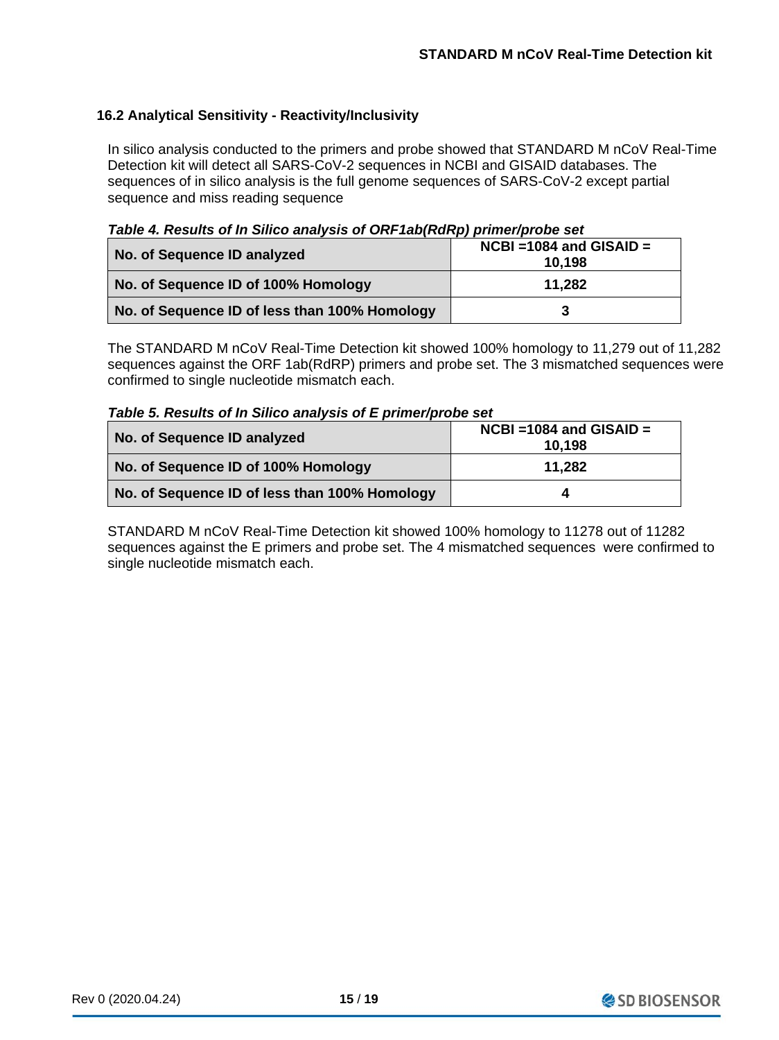### 16.2 Analytical Sensitivity - Reactivity/Inclusivity

In silico analysis conducted to the primers and probe showed that STANDARD M nCoV Real-Time Detection kit will detect all SARS-CoV-2 sequences in NCBI and GISAID databases. The sequences of in silico analysis is the full genome sequences of SARS-CoV-2 except partial sequence and miss reading sequence

***Table 4. Results of In Silico analysis of ORF1ab(RdRp) primer/probe set***

| No. of Sequence ID analyzed | NCBI =1084 and GISAID = 10,198 |
|---|---|
| **No. of Sequence ID of 100% Homology** | **11,282** |
| **No. of Sequence ID of less than 100% Homology** | **3** |

The STANDARD M nCoV Real-Time Detection kit showed 100% homology to 11,279 out of 11,282 sequences against the ORF 1ab(RdRP) primers and probe set. The 3 mismatched sequences were confirmed to single nucleotide mismatch each.

***Table 5. Results of In Silico analysis of E primer/probe set***

| No. of Sequence ID analyzed | NCBI =1084 and GISAID = 10,198 |
|---|---|
| **No. of Sequence ID of 100% Homology** | **11,282** |
| **No. of Sequence ID of less than 100% Homology** | **4** |

STANDARD M nCoV Real-Time Detection kit showed 100% homology to 11278 out of 11282 sequences against the E primers and probe set. The 4 mismatched sequences were confirmed to single nucleotide mismatch each.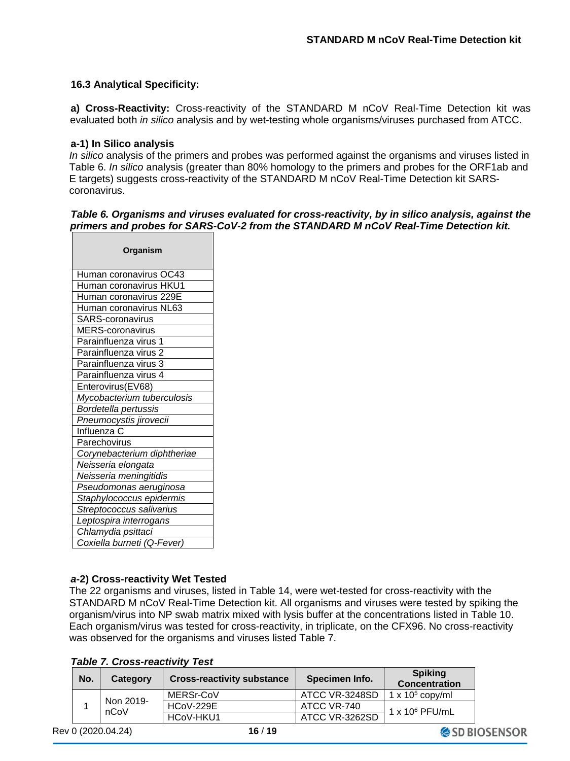### 16.3 Analytical Specificity:

**a) Cross-Reactivity:** Cross-reactivity of the STANDARD M nCoV Real-Time Detection kit was evaluated both *in silico* analysis and by wet-testing whole organisms/viruses purchased from ATCC.

**a-1) In Silico analysis**

*In silico* analysis of the primers and probes was performed against the organisms and viruses listed in Table 6. *In silico* analysis (greater than 80% homology to the primers and probes for the ORF1ab and E targets) suggests cross-reactivity of the STANDARD M nCoV Real-Time Detection kit SARS-coronavirus.

***Table 6. Organisms and viruses evaluated for cross-reactivity, by in silico analysis, against the primers and probes for SARS-CoV-2 from the STANDARD M nCoV Real-Time Detection kit.***

| Organism |
|---|
| Human coronavirus OC43 |
| Human coronavirus HKU1 |
| Human coronavirus 229E |
| Human coronavirus NL63 |
| SARS-coronavirus |
| MERS-coronavirus |
| Parainfluenza virus 1 |
| Parainfluenza virus 2 |
| Parainfluenza virus 3 |
| Parainfluenza virus 4 |
| Enterovirus(EV68) |
| *Mycobacterium tuberculosis* |
| *Bordetella pertussis* |
| *Pneumocystis jirovecii* |
| Influenza C |
| Parechovirus |
| *Corynebacterium diphtheriae* |
| *Neisseria elongata* |
| *Neisseria meningitidis* |
| *Pseudomonas aeruginosa* |
| *Staphylococcus epidermis* |
| *Streptococcus salivarius* |
| *Leptospira interrogans* |
| *Chlamydia psittaci* |
| *Coxiella burneti (Q-Fever)* |

***a*-2) Cross-reactivity Wet Tested**

The 22 organisms and viruses, listed in Table 14, were wet-tested for cross-reactivity with the STANDARD M nCoV Real-Time Detection kit. All organisms and viruses were tested by spiking the organism/virus into NP swab matrix mixed with lysis buffer at the concentrations listed in Table 10. Each organism/virus was tested for cross-reactivity, in triplicate, on the CFX96. No cross-reactivity was observed for the organisms and viruses listed Table 7.

***Table 7. Cross-reactivity Test***

| No. | Category | Cross-reactivity substance | Specimen Info. | Spiking Concentration |
|---|---|---|---|---|
| 1 | Non 2019-nCoV | MERSr-CoV | ATCC VR-3248SD | 1 x $10^5$ copy/ml |
| | | HCoV-229E | ATCC VR-740 | 1 x $10^6$ PFU/mL |
| | | HCoV-HKU1 | ATCC VR-3262SD | |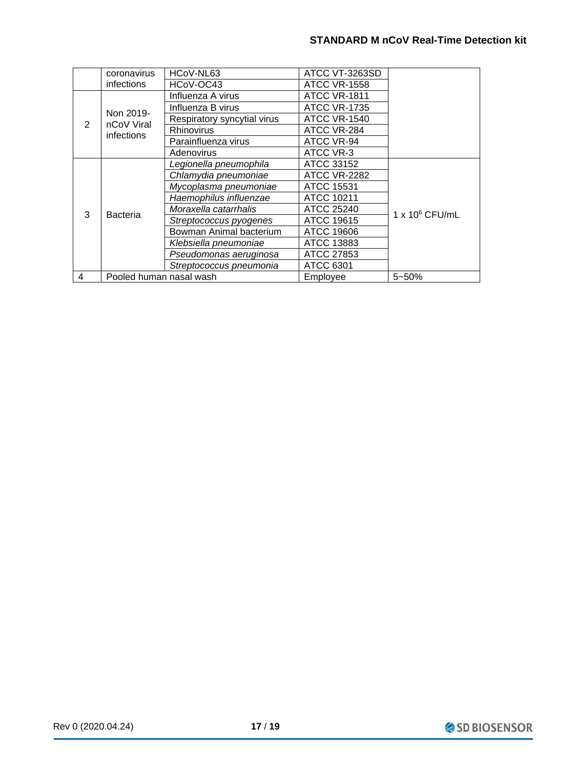| | | | | |
|---|---|---|---|---|
| | coronavirus infections | HCoV-NL63 | ATCC VT-3263SD | |
| | | HCoV-OC43 | ATCC VR-1558 | |
| 2 | Non 2019-nCoV Viral infections | Influenza A virus | ATCC VR-1811 | |
| | | Influenza B virus | ATCC VR-1735 | |
| | | Respiratory syncytial virus | ATCC VR-1540 | |
| | | Rhinovirus | ATCC VR-284 | |
| | | Parainfluenza virus | ATCC VR-94 | |
| | | Adenovirus | ATCC VR-3 | |
| 3 | Bacteria | *Legionella pneumophila* | ATCC 33152 | $1 \times 10^6$ CFU/mL |
| | | *Chlamydia pneumoniae* | ATCC VR-2282 | |
| | | *Mycoplasma pneumoniae* | ATCC 15531 | |
| | | *Haemophilus influenzae* | ATCC 10211 | |
| | | *Moraxella catarrhalis* | ATCC 25240 | |
| | | *Streptococcus pyogenes* | ATCC 19615 | |
| | | Bowman Animal bacterium | ATCC 19606 | |
| | | *Klebsiella pneumoniae* | ATCC 13883 | |
| | | *Pseudomonas aeruginosa* | ATCC 27853 | |
| | | *Streptococcus pneumonia* | ATCC 6301 | |
| 4 | Pooled human nasal wash | | Employee | 5~50% |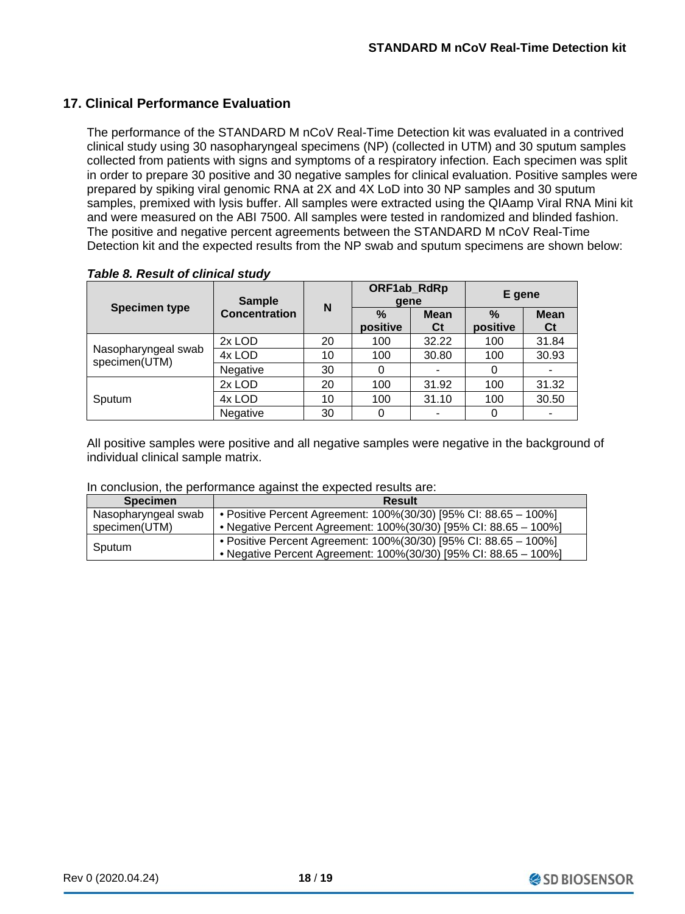## 17. Clinical Performance Evaluation

The performance of the STANDARD M nCoV Real-Time Detection kit was evaluated in a contrived clinical study using 30 nasopharyngeal specimens (NP) (collected in UTM) and 30 sputum samples collected from patients with signs and symptoms of a respiratory infection. Each specimen was split in order to prepare 30 positive and 30 negative samples for clinical evaluation. Positive samples were prepared by spiking viral genomic RNA at 2X and 4X LoD into 30 NP samples and 30 sputum samples, premixed with lysis buffer. All samples were extracted using the QIAamp Viral RNA Mini kit and were measured on the ABI 7500. All samples were tested in randomized and blinded fashion. The positive and negative percent agreements between the STANDARD M nCoV Real-Time Detection kit and the expected results from the NP swab and sputum specimens are shown below:

***Table 8. Result of clinical study***

| Specimen type | Sample Concentration | N | ORF1ab_RdRp gene | | E gene | |
|---|---|---|---|---|---|---|
| | | | % positive | Mean Ct | % positive | Mean Ct |
| Nasopharyngeal swab specimen(UTM) | 2x LOD | 20 | 100 | 32.22 | 100 | 31.84 |
| | 4x LOD | 10 | 100 | 30.80 | 100 | 30.93 |
| | Negative | 30 | 0 | - | 0 | - |
| Sputum | 2x LOD | 20 | 100 | 31.92 | 100 | 31.32 |
| | 4x LOD | 10 | 100 | 31.10 | 100 | 30.50 |
| | Negative | 30 | 0 | - | 0 | - |

All positive samples were positive and all negative samples were negative in the background of individual clinical sample matrix.

In conclusion, the performance against the expected results are:

| Specimen | Result |
|---|---|
| Nasopharyngeal swab specimen(UTM) | • Positive Percent Agreement: 100%(30/30) [95% CI: 88.65 – 100%]<br>• Negative Percent Agreement: 100%(30/30) [95% CI: 88.65 – 100%] |
| Sputum | • Positive Percent Agreement: 100%(30/30) [95% CI: 88.65 – 100%]<br>• Negative Percent Agreement: 100%(30/30) [95% CI: 88.65 – 100%] |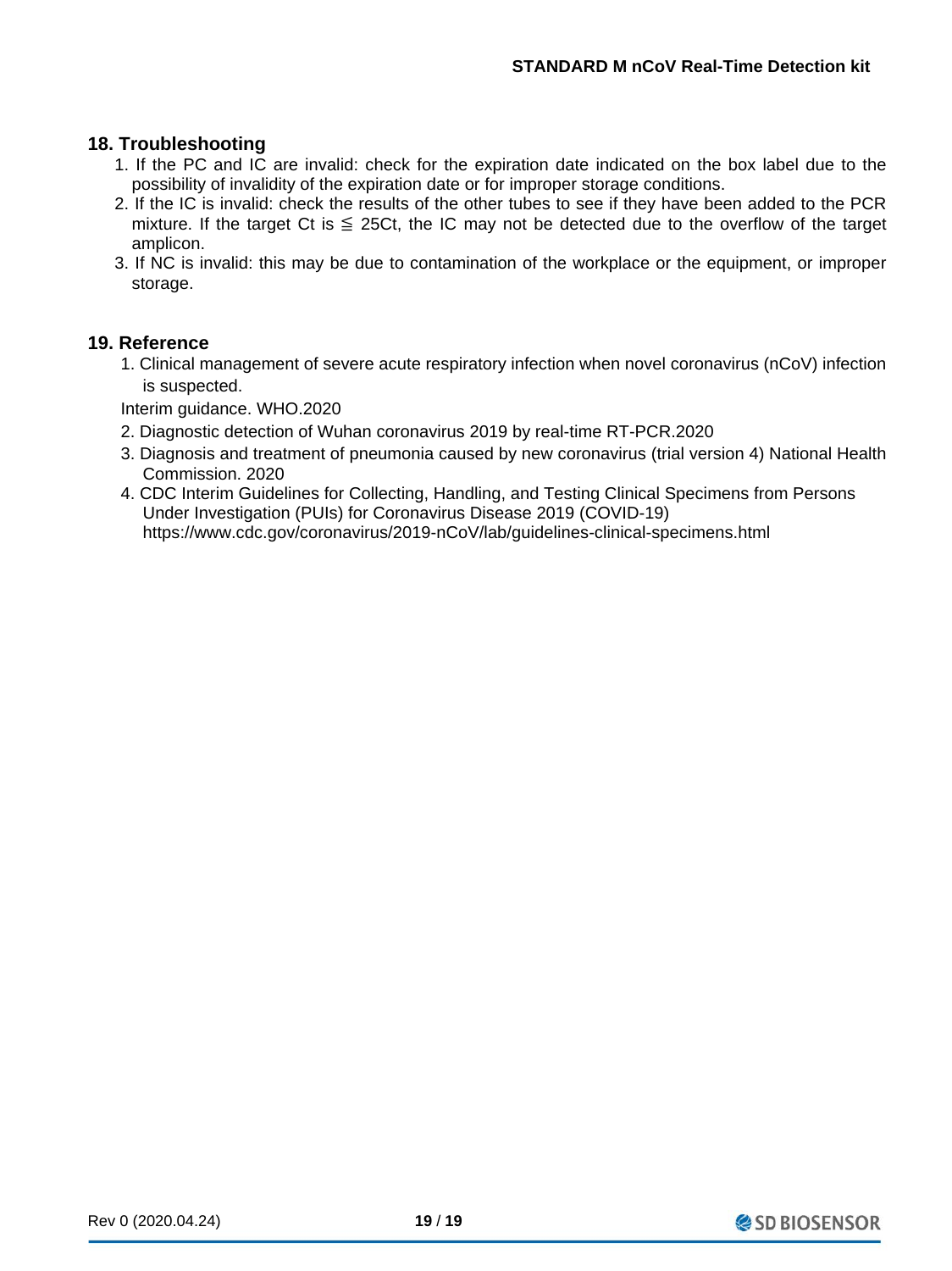## 18. Troubleshooting

1. If the PC and IC are invalid: check for the expiration date indicated on the box label due to the possibility of invalidity of the expiration date or for improper storage conditions.
2. If the IC is invalid: check the results of the other tubes to see if they have been added to the PCR mixture. If the target Ct is ≦ 25Ct, the IC may not be detected due to the overflow of the target amplicon.
3. If NC is invalid: this may be due to contamination of the workplace or the equipment, or improper storage.

## 19. Reference

1. Clinical management of severe acute respiratory infection when novel coronavirus (nCoV) infection is suspected.
   Interim guidance. WHO.2020
2. Diagnostic detection of Wuhan coronavirus 2019 by real-time RT-PCR.2020
3. Diagnosis and treatment of pneumonia caused by new coronavirus (trial version 4) National Health Commission. 2020
4. CDC Interim Guidelines for Collecting, Handling, and Testing Clinical Specimens from Persons Under Investigation (PUIs) for Coronavirus Disease 2019 (COVID-19) https://www.cdc.gov/coronavirus/2019-nCoV/lab/guidelines-clinical-specimens.html